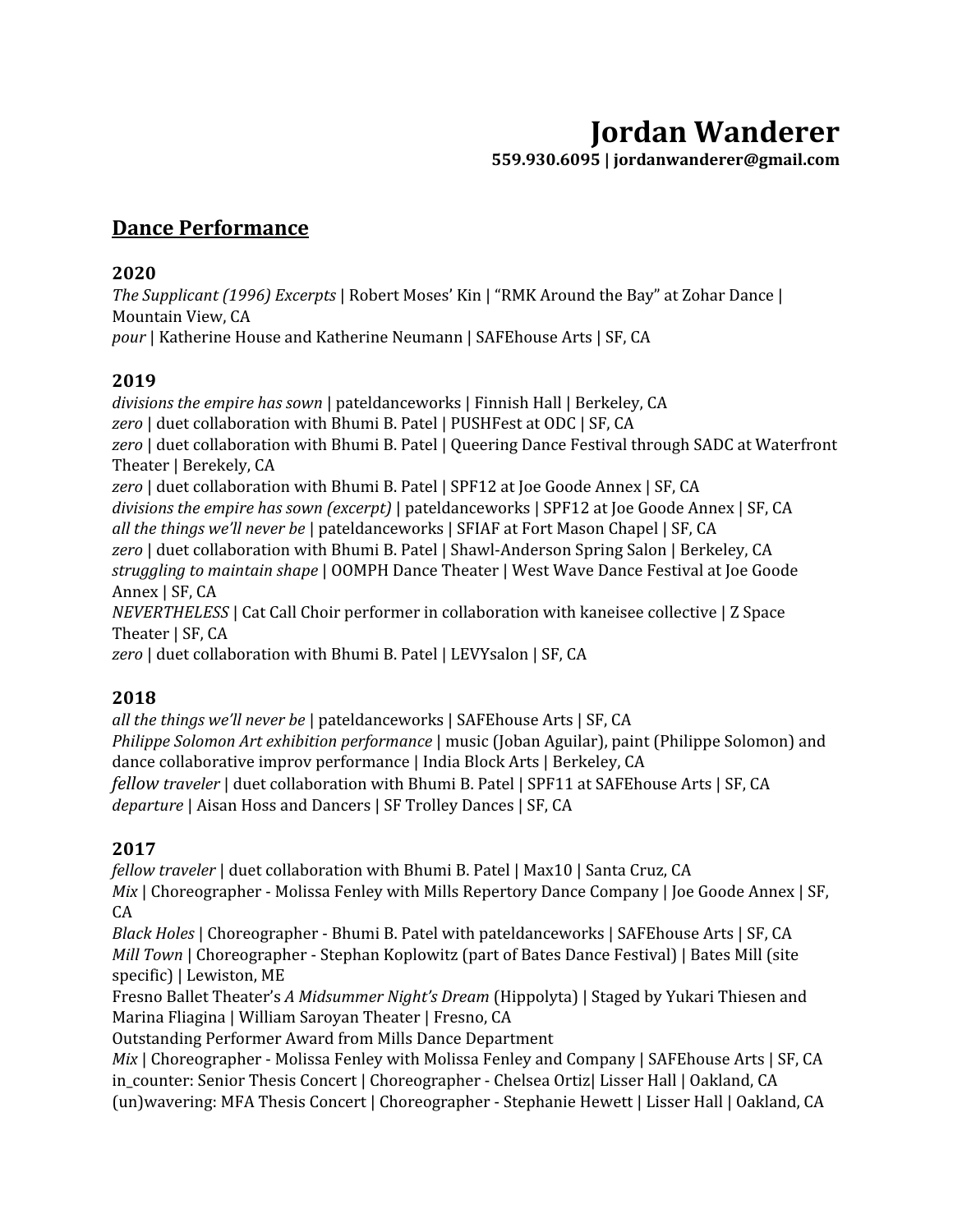# Jordan Wanderer

**559.930.6095 | jordanwanderer@gmail.com**

## Dance Performance

### 2020

*The Supplicant (1996) Excerpts* | Robert Moses' Kin | "RMK Around the Bay" at Zohar Dance | Mountain View, CA
*pour* | Katherine House and Katherine Neumann | SAFEhouse Arts | SF, CA

### 2019

*divisions the empire has sown* | pateldanceworks | Finnish Hall | Berkeley, CA
*zero* | duet collaboration with Bhumi B. Patel | PUSHFest at ODC | SF, CA
*zero* | duet collaboration with Bhumi B. Patel | Queering Dance Festival through SADC at Waterfront Theater | Berekely, CA
*zero* | duet collaboration with Bhumi B. Patel | SPF12 at Joe Goode Annex | SF, CA
*divisions the empire has sown (excerpt)* | pateldanceworks | SPF12 at Joe Goode Annex | SF, CA
*all the things we'll never be* | pateldanceworks | SFIAF at Fort Mason Chapel | SF, CA
*zero* | duet collaboration with Bhumi B. Patel | Shawl-Anderson Spring Salon | Berkeley, CA
*struggling to maintain shape* | OOMPH Dance Theater | West Wave Dance Festival at Joe Goode Annex | SF, CA
*NEVERTHELESS* | Cat Call Choir performer in collaboration with kaneisee collective | Z Space Theater | SF, CA
*zero* | duet collaboration with Bhumi B. Patel | LEVYsalon | SF, CA

### 2018

*all the things we'll never be* | pateldanceworks | SAFEhouse Arts | SF, CA
*Philippe Solomon Art exhibition performance* | music (Joban Aguilar), paint (Philippe Solomon) and dance collaborative improv performance | India Block Arts | Berkeley, CA
*fellow traveler* | duet collaboration with Bhumi B. Patel | SPF11 at SAFEhouse Arts | SF, CA
*departure* | Aisan Hoss and Dancers | SF Trolley Dances | SF, CA

### 2017

*fellow traveler* | duet collaboration with Bhumi B. Patel | Max10 | Santa Cruz, CA
*Mix* | Choreographer - Molissa Fenley with Mills Repertory Dance Company | Joe Goode Annex | SF, CA
*Black Holes* | Choreographer - Bhumi B. Patel with pateldanceworks | SAFEhouse Arts | SF, CA
*Mill Town* | Choreographer - Stephan Koplowitz (part of Bates Dance Festival) | Bates Mill (site specific) | Lewiston, ME
Fresno Ballet Theater's *A Midsummer Night's Dream* (Hippolyta) | Staged by Yukari Thiesen and Marina Fliagina | William Saroyan Theater | Fresno, CA
Outstanding Performer Award from Mills Dance Department
*Mix* | Choreographer - Molissa Fenley with Molissa Fenley and Company | SAFEhouse Arts | SF, CA
in_counter: Senior Thesis Concert | Choreographer - Chelsea Ortiz| Lisser Hall | Oakland, CA
(un)wavering: MFA Thesis Concert | Choreographer - Stephanie Hewett | Lisser Hall | Oakland, CA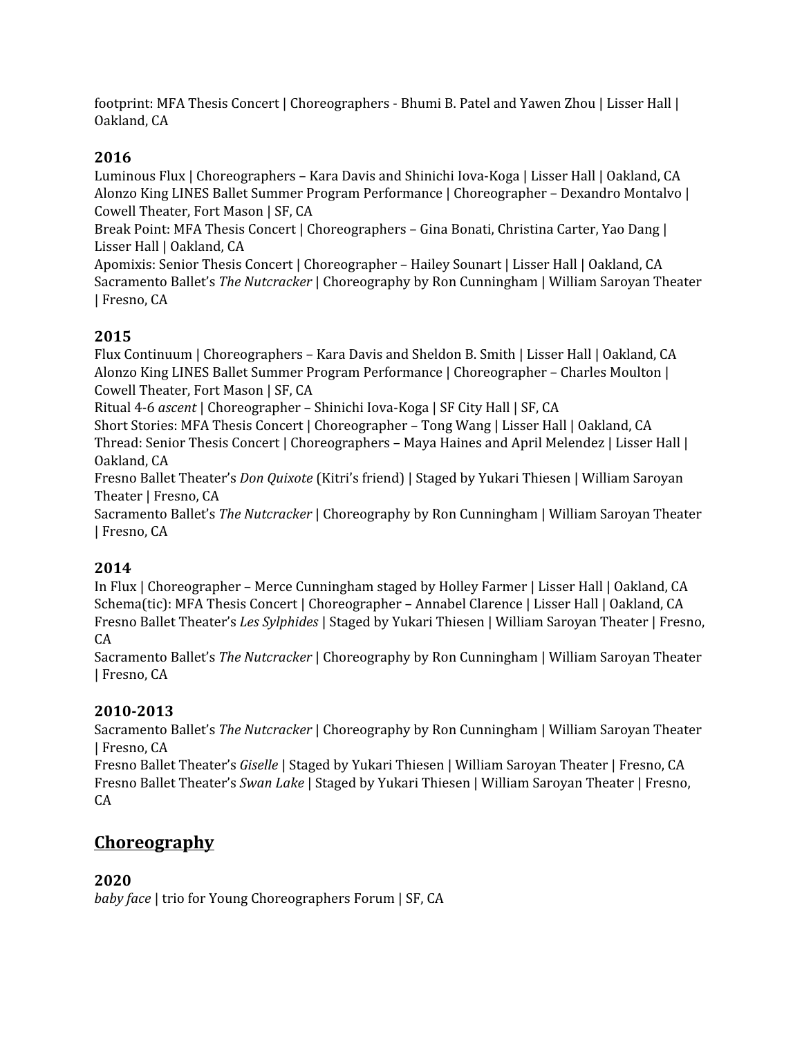footprint: MFA Thesis Concert | Choreographers - Bhumi B. Patel and Yawen Zhou | Lisser Hall | Oakland, CA

### 2016

Luminous Flux | Choreographers – Kara Davis and Shinichi Iova-Koga | Lisser Hall | Oakland, CA
Alonzo King LINES Ballet Summer Program Performance | Choreographer – Dexandro Montalvo | Cowell Theater, Fort Mason | SF, CA
Break Point: MFA Thesis Concert | Choreographers – Gina Bonati, Christina Carter, Yao Dang | Lisser Hall | Oakland, CA
Apomixis: Senior Thesis Concert | Choreographer – Hailey Sounart | Lisser Hall | Oakland, CA
Sacramento Ballet's *The Nutcracker* | Choreography by Ron Cunningham | William Saroyan Theater | Fresno, CA

### 2015

Flux Continuum | Choreographers – Kara Davis and Sheldon B. Smith | Lisser Hall | Oakland, CA
Alonzo King LINES Ballet Summer Program Performance | Choreographer – Charles Moulton | Cowell Theater, Fort Mason | SF, CA
Ritual 4-6 *ascent* | Choreographer – Shinichi Iova-Koga | SF City Hall | SF, CA
Short Stories: MFA Thesis Concert | Choreographer – Tong Wang | Lisser Hall | Oakland, CA
Thread: Senior Thesis Concert | Choreographers – Maya Haines and April Melendez | Lisser Hall | Oakland, CA
Fresno Ballet Theater's *Don Quixote* (Kitri's friend) | Staged by Yukari Thiesen | William Saroyan Theater | Fresno, CA
Sacramento Ballet's *The Nutcracker* | Choreography by Ron Cunningham | William Saroyan Theater | Fresno, CA

### 2014

In Flux | Choreographer – Merce Cunningham staged by Holley Farmer | Lisser Hall | Oakland, CA
Schema(tic): MFA Thesis Concert | Choreographer – Annabel Clarence | Lisser Hall | Oakland, CA
Fresno Ballet Theater's *Les Sylphides* | Staged by Yukari Thiesen | William Saroyan Theater | Fresno, CA
Sacramento Ballet's *The Nutcracker* | Choreography by Ron Cunningham | William Saroyan Theater | Fresno, CA

### 2010-2013

Sacramento Ballet's *The Nutcracker* | Choreography by Ron Cunningham | William Saroyan Theater | Fresno, CA
Fresno Ballet Theater's *Giselle* | Staged by Yukari Thiesen | William Saroyan Theater | Fresno, CA
Fresno Ballet Theater's *Swan Lake* | Staged by Yukari Thiesen | William Saroyan Theater | Fresno, CA

## Choreography

### 2020

*baby face* | trio for Young Choreographers Forum | SF, CA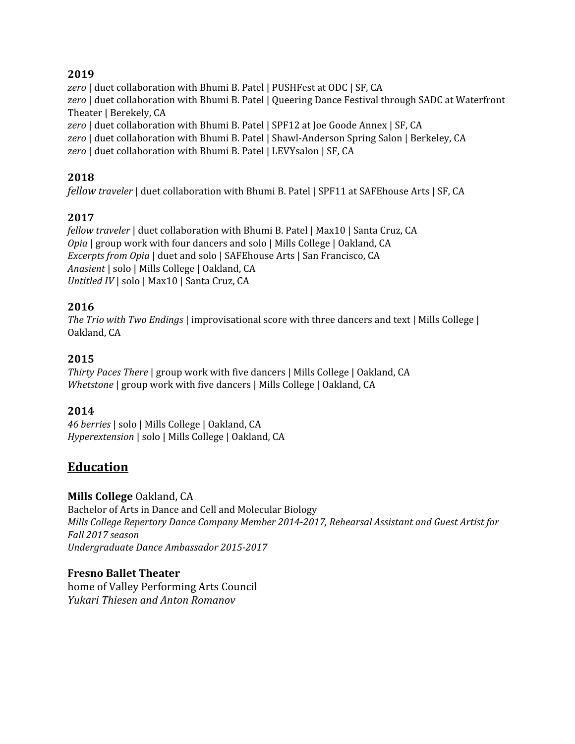### 2019

*zero* | duet collaboration with Bhumi B. Patel | PUSHFest at ODC | SF, CA
*zero* | duet collaboration with Bhumi B. Patel | Queering Dance Festival through SADC at Waterfront Theater | Berekely, CA
*zero* | duet collaboration with Bhumi B. Patel | SPF12 at Joe Goode Annex | SF, CA
*zero* | duet collaboration with Bhumi B. Patel | Shawl-Anderson Spring Salon | Berkeley, CA
*zero* | duet collaboration with Bhumi B. Patel | LEVYsalon | SF, CA

### 2018

*fellow traveler* | duet collaboration with Bhumi B. Patel | SPF11 at SAFEhouse Arts | SF, CA

### 2017

*fellow traveler* | duet collaboration with Bhumi B. Patel | Max10 | Santa Cruz, CA
*Opia* | group work with four dancers and solo | Mills College | Oakland, CA
*Excerpts from Opia* | duet and solo | SAFEhouse Arts | San Francisco, CA
*Anasient* | solo | Mills College | Oakland, CA
*Untitled IV* | solo | Max10 | Santa Cruz, CA

### 2016

*The Trio with Two Endings* | improvisational score with three dancers and text | Mills College | Oakland, CA

### 2015

*Thirty Paces There* | group work with five dancers | Mills College | Oakland, CA
*Whetstone* | group work with five dancers | Mills College | Oakland, CA

### 2014

*46 berries* | solo | Mills College | Oakland, CA
*Hyperextension* | solo | Mills College | Oakland, CA

## Education

**Mills College** Oakland, CA
Bachelor of Arts in Dance and Cell and Molecular Biology
*Mills College Repertory Dance Company Member 2014-2017, Rehearsal Assistant and Guest Artist for Fall 2017 season*
*Undergraduate Dance Ambassador 2015-2017*

**Fresno Ballet Theater**
home of Valley Performing Arts Council
*Yukari Thiesen and Anton Romanov*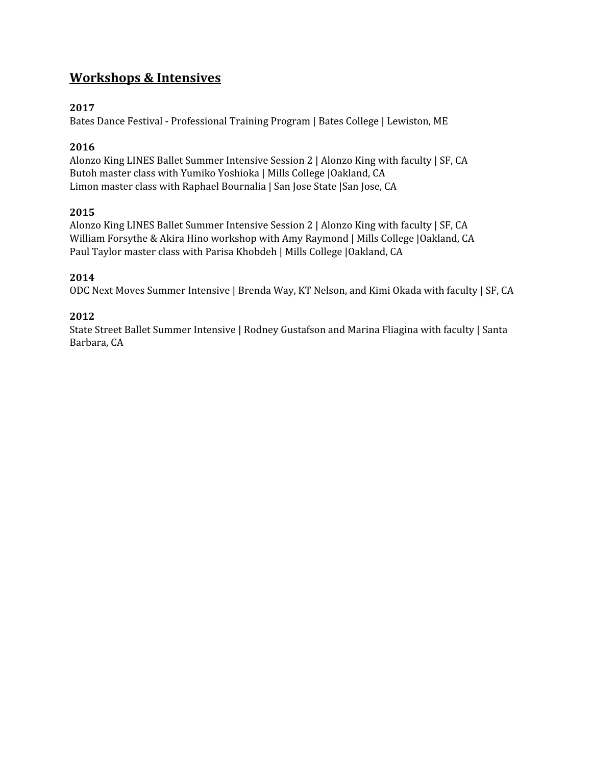## Workshops & Intensives

**2017**
Bates Dance Festival - Professional Training Program | Bates College | Lewiston, ME

**2016**
Alonzo King LINES Ballet Summer Intensive Session 2 | Alonzo King with faculty | SF, CA
Butoh master class with Yumiko Yoshioka | Mills College |Oakland, CA
Limon master class with Raphael Bournalia | San Jose State |San Jose, CA

**2015**
Alonzo King LINES Ballet Summer Intensive Session 2 | Alonzo King with faculty | SF, CA
William Forsythe & Akira Hino workshop with Amy Raymond | Mills College |Oakland, CA
Paul Taylor master class with Parisa Khobdeh | Mills College |Oakland, CA

**2014**
ODC Next Moves Summer Intensive | Brenda Way, KT Nelson, and Kimi Okada with faculty | SF, CA

**2012**
State Street Ballet Summer Intensive | Rodney Gustafson and Marina Fliagina with faculty | Santa Barbara, CA